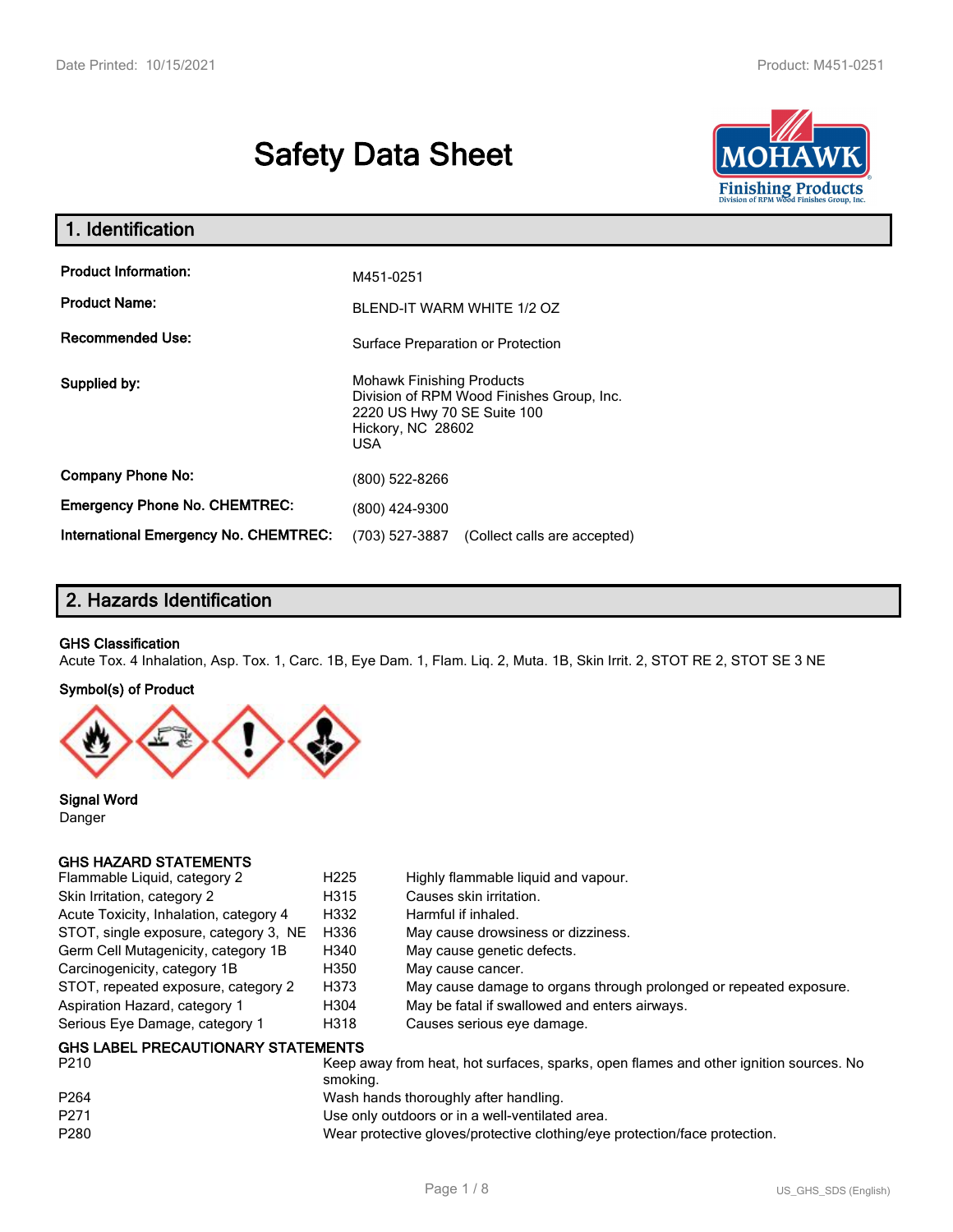# Safety Data Sheet

## 1. Identification

| | |
|---|---|
| **Product Information:** | M451-0251 |
| **Product Name:** | BLEND-IT WARM WHITE 1/2 OZ |
| **Recommended Use:** | Surface Preparation or Protection |
| **Supplied by:** | Mohawk Finishing Products<br>Division of RPM Wood Finishes Group, Inc.<br>2220 US Hwy 70 SE Suite 100<br>Hickory, NC 28602<br>USA |
| **Company Phone No:** | (800) 522-8266 |
| **Emergency Phone No. CHEMTREC:** | (800) 424-9300 |
| **International Emergency No. CHEMTREC:** | (703) 527-3887 (Collect calls are accepted) |

## 2. Hazards Identification

**GHS Classification**

Acute Tox. 4 Inhalation, Asp. Tox. 1, Carc. 1B, Eye Dam. 1, Flam. Liq. 2, Muta. 1B, Skin Irrit. 2, STOT RE 2, STOT SE 3 NE

**Symbol(s) of Product**

**Signal Word**

Danger

**GHS HAZARD STATEMENTS**

| | | |
|---|---|---|
| Flammable Liquid, category 2 | H225 | Highly flammable liquid and vapour. |
| Skin Irritation, category 2 | H315 | Causes skin irritation. |
| Acute Toxicity, Inhalation, category 4 | H332 | Harmful if inhaled. |
| STOT, single exposure, category 3, NE | H336 | May cause drowsiness or dizziness. |
| Germ Cell Mutagenicity, category 1B | H340 | May cause genetic defects. |
| Carcinogenicity, category 1B | H350 | May cause cancer. |
| STOT, repeated exposure, category 2 | H373 | May cause damage to organs through prolonged or repeated exposure. |
| Aspiration Hazard, category 1 | H304 | May be fatal if swallowed and enters airways. |
| Serious Eye Damage, category 1 | H318 | Causes serious eye damage. |

**GHS LABEL PRECAUTIONARY STATEMENTS**

| | |
|---|---|
| P210 | Keep away from heat, hot surfaces, sparks, open flames and other ignition sources. No smoking. |
| P264 | Wash hands thoroughly after handling. |
| P271 | Use only outdoors or in a well-ventilated area. |
| P280 | Wear protective gloves/protective clothing/eye protection/face protection. |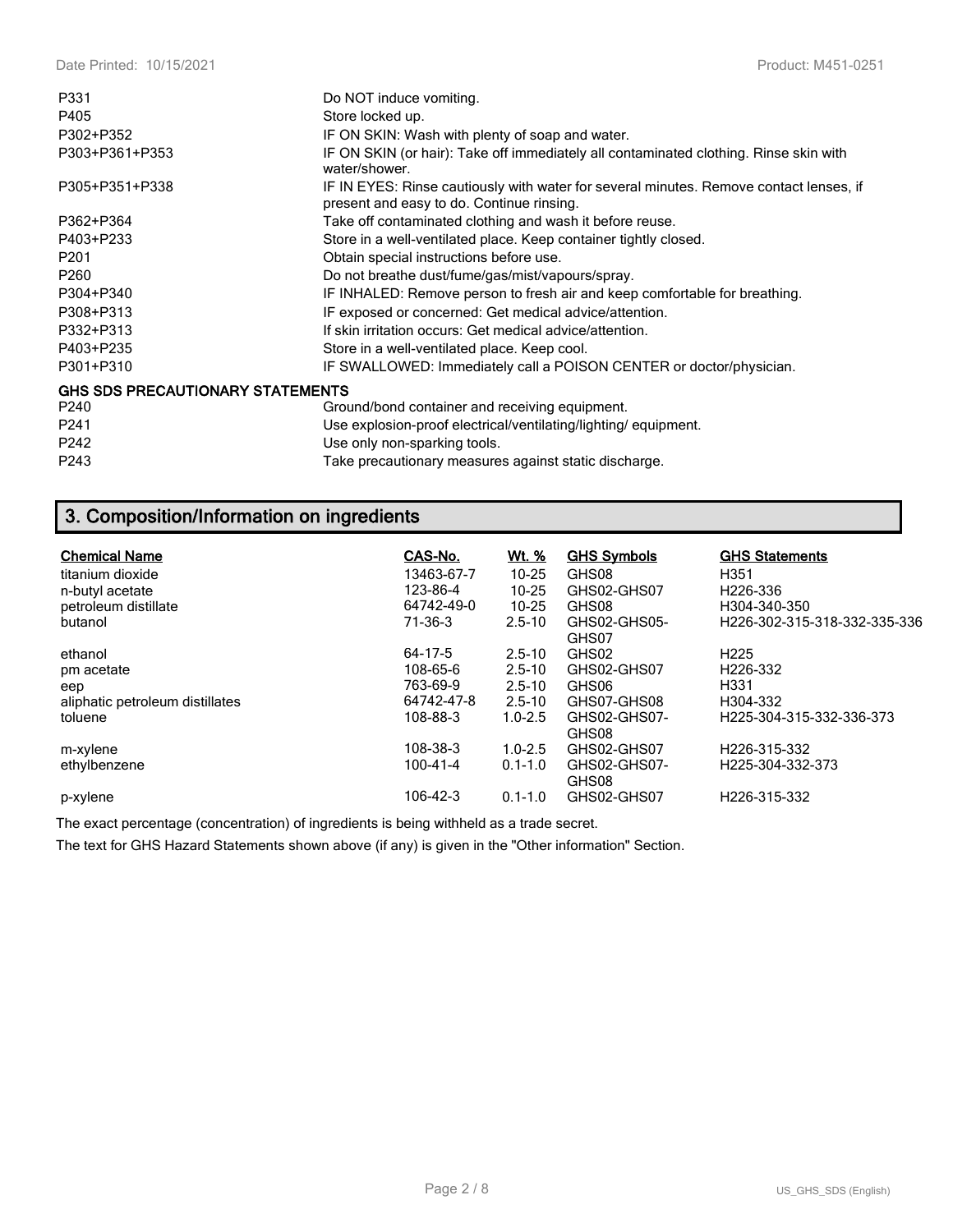| | |
|---|---|
| P331 | Do NOT induce vomiting. |
| P405 | Store locked up. |
| P302+P352 | IF ON SKIN: Wash with plenty of soap and water. |
| P303+P361+P353 | IF ON SKIN (or hair): Take off immediately all contaminated clothing. Rinse skin with water/shower. |
| P305+P351+P338 | IF IN EYES: Rinse cautiously with water for several minutes. Remove contact lenses, if present and easy to do. Continue rinsing. |
| P362+P364 | Take off contaminated clothing and wash it before reuse. |
| P403+P233 | Store in a well-ventilated place. Keep container tightly closed. |
| P201 | Obtain special instructions before use. |
| P260 | Do not breathe dust/fume/gas/mist/vapours/spray. |
| P304+P340 | IF INHALED: Remove person to fresh air and keep comfortable for breathing. |
| P308+P313 | IF exposed or concerned: Get medical advice/attention. |
| P332+P313 | If skin irritation occurs: Get medical advice/attention. |
| P403+P235 | Store in a well-ventilated place. Keep cool. |
| P301+P310 | IF SWALLOWED: Immediately call a POISON CENTER or doctor/physician. |

**GHS SDS PRECAUTIONARY STATEMENTS**

| | |
|---|---|
| P240 | Ground/bond container and receiving equipment. |
| P241 | Use explosion-proof electrical/ventilating/lighting/ equipment. |
| P242 | Use only non-sparking tools. |
| P243 | Take precautionary measures against static discharge. |

## 3. Composition/Information on ingredients

| Chemical Name | CAS-No. | Wt. % | GHS Symbols | GHS Statements |
|---|---|---|---|---|
| titanium dioxide | 13463-67-7 | 10-25 | GHS08 | H351 |
| n-butyl acetate | 123-86-4 | 10-25 | GHS02-GHS07 | H226-336 |
| petroleum distillate | 64742-49-0 | 10-25 | GHS08 | H304-340-350 |
| butanol | 71-36-3 | 2.5-10 | GHS02-GHS05-GHS07 | H226-302-315-318-332-335-336 |
| ethanol | 64-17-5 | 2.5-10 | GHS02 | H225 |
| pm acetate | 108-65-6 | 2.5-10 | GHS02-GHS07 | H226-332 |
| eep | 763-69-9 | 2.5-10 | GHS06 | H331 |
| aliphatic petroleum distillates | 64742-47-8 | 2.5-10 | GHS07-GHS08 | H304-332 |
| toluene | 108-88-3 | 1.0-2.5 | GHS02-GHS07-GHS08 | H225-304-315-332-336-373 |
| m-xylene | 108-38-3 | 1.0-2.5 | GHS02-GHS07 | H226-315-332 |
| ethylbenzene | 100-41-4 | 0.1-1.0 | GHS02-GHS07-GHS08 | H225-304-332-373 |
| p-xylene | 106-42-3 | 0.1-1.0 | GHS02-GHS07 | H226-315-332 |

The exact percentage (concentration) of ingredients is being withheld as a trade secret.

The text for GHS Hazard Statements shown above (if any) is given in the "Other information" Section.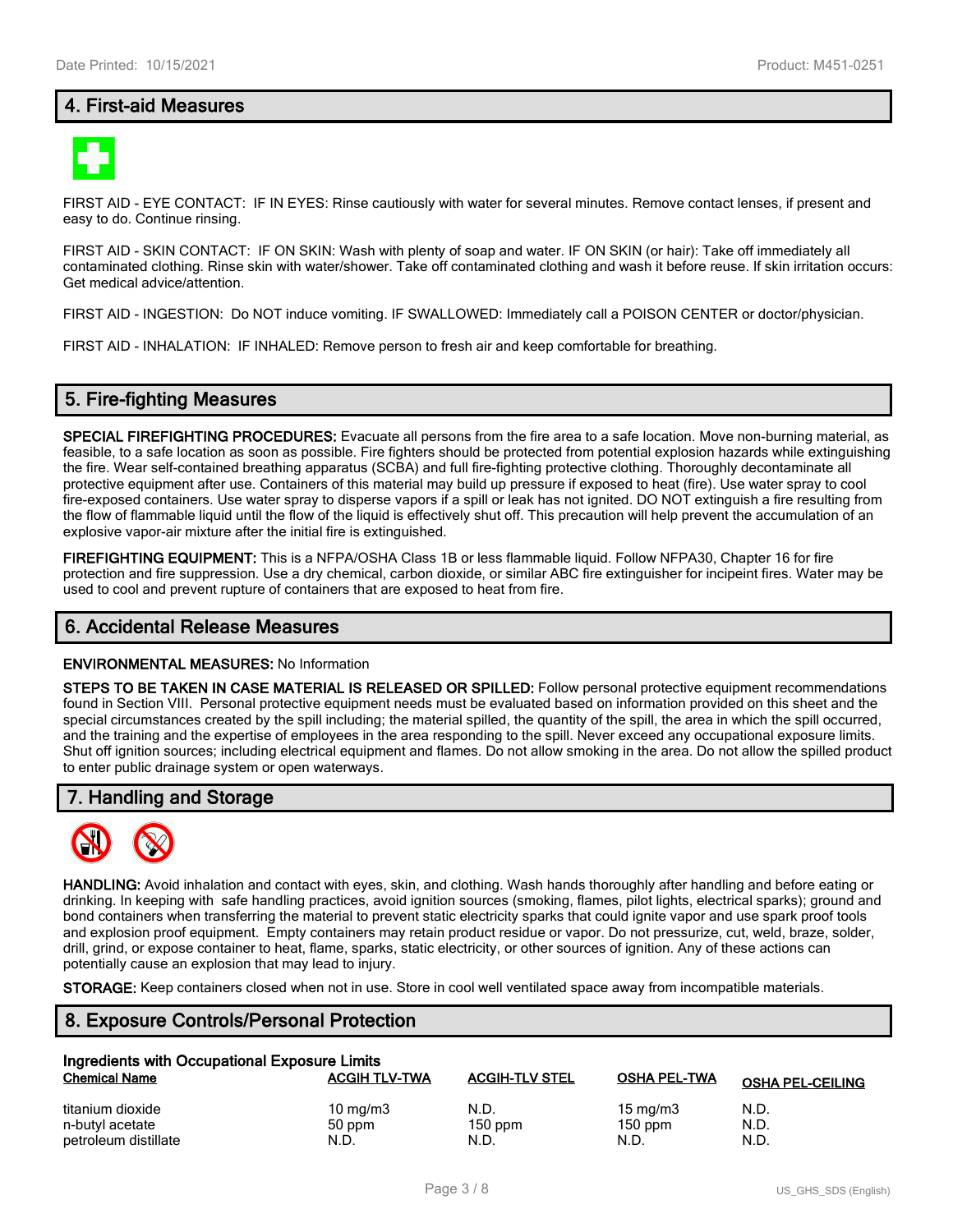## 4. First-aid Measures

FIRST AID - EYE CONTACT: IF IN EYES: Rinse cautiously with water for several minutes. Remove contact lenses, if present and easy to do. Continue rinsing.

FIRST AID - SKIN CONTACT: IF ON SKIN: Wash with plenty of soap and water. IF ON SKIN (or hair): Take off immediately all contaminated clothing. Rinse skin with water/shower. Take off contaminated clothing and wash it before reuse. If skin irritation occurs: Get medical advice/attention.

FIRST AID - INGESTION: Do NOT induce vomiting. IF SWALLOWED: Immediately call a POISON CENTER or doctor/physician.

FIRST AID - INHALATION: IF INHALED: Remove person to fresh air and keep comfortable for breathing.

## 5. Fire-fighting Measures

**SPECIAL FIREFIGHTING PROCEDURES:** Evacuate all persons from the fire area to a safe location. Move non-burning material, as feasible, to a safe location as soon as possible. Fire fighters should be protected from potential explosion hazards while extinguishing the fire. Wear self-contained breathing apparatus (SCBA) and full fire-fighting protective clothing. Thoroughly decontaminate all protective equipment after use. Containers of this material may build up pressure if exposed to heat (fire). Use water spray to cool fire-exposed containers. Use water spray to disperse vapors if a spill or leak has not ignited. DO NOT extinguish a fire resulting from the flow of flammable liquid until the flow of the liquid is effectively shut off. This precaution will help prevent the accumulation of an explosive vapor-air mixture after the initial fire is extinguished.

**FIREFIGHTING EQUIPMENT:** This is a NFPA/OSHA Class 1B or less flammable liquid. Follow NFPA30, Chapter 16 for fire protection and fire suppression. Use a dry chemical, carbon dioxide, or similar ABC fire extinguisher for incipeint fires. Water may be used to cool and prevent rupture of containers that are exposed to heat from fire.

## 6. Accidental Release Measures

**ENVIRONMENTAL MEASURES:** No Information

**STEPS TO BE TAKEN IN CASE MATERIAL IS RELEASED OR SPILLED:** Follow personal protective equipment recommendations found in Section VIII. Personal protective equipment needs must be evaluated based on information provided on this sheet and the special circumstances created by the spill including; the material spilled, the quantity of the spill, the area in which the spill occurred, and the training and the expertise of employees in the area responding to the spill. Never exceed any occupational exposure limits. Shut off ignition sources; including electrical equipment and flames. Do not allow smoking in the area. Do not allow the spilled product to enter public drainage system or open waterways.

## 7. Handling and Storage

**HANDLING:** Avoid inhalation and contact with eyes, skin, and clothing. Wash hands thoroughly after handling and before eating or drinking. In keeping with safe handling practices, avoid ignition sources (smoking, flames, pilot lights, electrical sparks); ground and bond containers when transferring the material to prevent static electricity sparks that could ignite vapor and use spark proof tools and explosion proof equipment. Empty containers may retain product residue or vapor. Do not pressurize, cut, weld, braze, solder, drill, grind, or expose container to heat, flame, sparks, static electricity, or other sources of ignition. Any of these actions can potentially cause an explosion that may lead to injury.

**STORAGE:** Keep containers closed when not in use. Store in cool well ventilated space away from incompatible materials.

## 8. Exposure Controls/Personal Protection

**Ingredients with Occupational Exposure Limits**

| Chemical Name | ACGIH TLV-TWA | ACGIH-TLV STEL | OSHA PEL-TWA | OSHA PEL-CEILING |
|---|---|---|---|---|
| titanium dioxide | 10 mg/m3 | N.D. | 15 mg/m3 | N.D. |
| n-butyl acetate | 50 ppm | 150 ppm | 150 ppm | N.D. |
| petroleum distillate | N.D. | N.D. | N.D. | N.D. |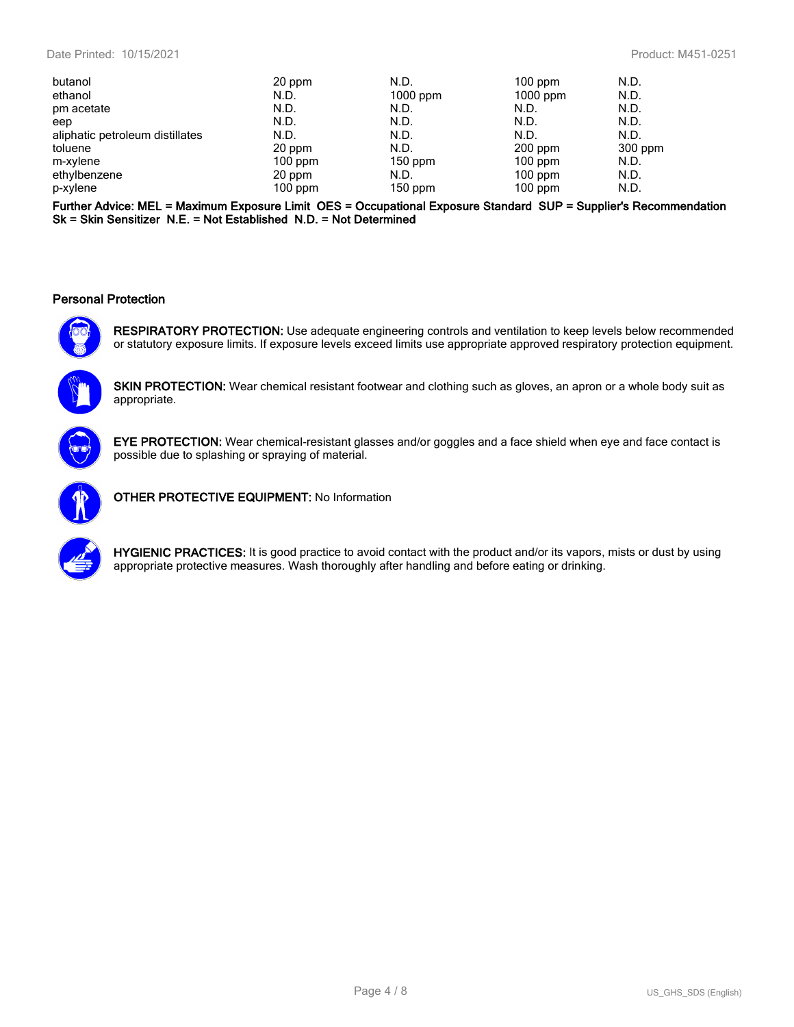| | | | | |
|---|---|---|---|---|
| butanol | 20 ppm | N.D. | 100 ppm | N.D. |
| ethanol | N.D. | 1000 ppm | 1000 ppm | N.D. |
| pm acetate | N.D. | N.D. | N.D. | N.D. |
| eep | N.D. | N.D. | N.D. | N.D. |
| aliphatic petroleum distillates | N.D. | N.D. | N.D. | N.D. |
| toluene | 20 ppm | N.D. | 200 ppm | 300 ppm |
| m-xylene | 100 ppm | 150 ppm | 100 ppm | N.D. |
| ethylbenzene | 20 ppm | N.D. | 100 ppm | N.D. |
| p-xylene | 100 ppm | 150 ppm | 100 ppm | N.D. |

**Further Advice: MEL = Maximum Exposure Limit OES = Occupational Exposure Standard SUP = Supplier's Recommendation Sk = Skin Sensitizer N.E. = Not Established N.D. = Not Determined**

### Personal Protection

**RESPIRATORY PROTECTION:** Use adequate engineering controls and ventilation to keep levels below recommended or statutory exposure limits. If exposure levels exceed limits use appropriate approved respiratory protection equipment.

**SKIN PROTECTION:** Wear chemical resistant footwear and clothing such as gloves, an apron or a whole body suit as appropriate.

**EYE PROTECTION:** Wear chemical-resistant glasses and/or goggles and a face shield when eye and face contact is possible due to splashing or spraying of material.

**OTHER PROTECTIVE EQUIPMENT:** No Information

**HYGIENIC PRACTICES:** It is good practice to avoid contact with the product and/or its vapors, mists or dust by using appropriate protective measures. Wash thoroughly after handling and before eating or drinking.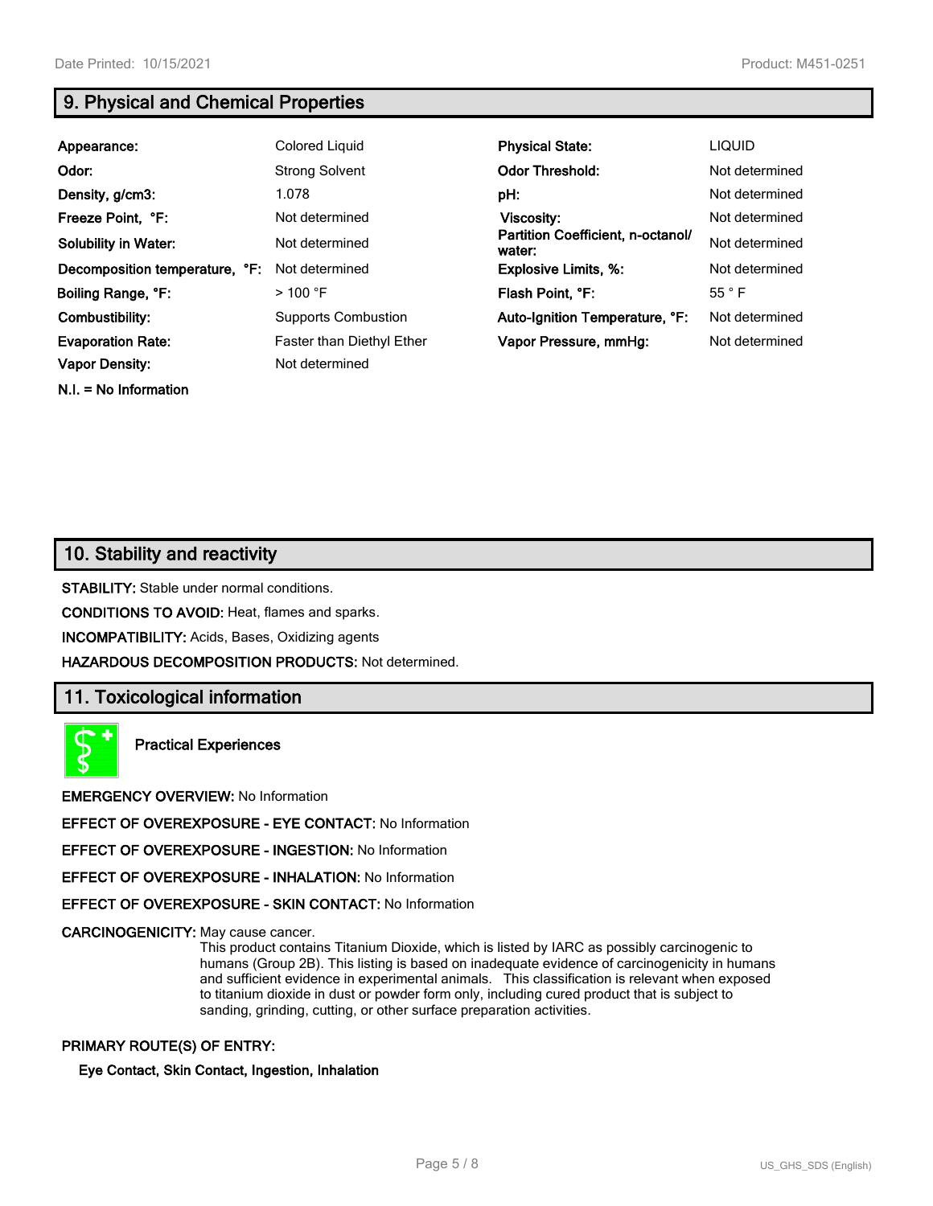## 9. Physical and Chemical Properties

| | | | |
|---|---|---|---|
| **Appearance:** | Colored Liquid | **Physical State:** | LIQUID |
| **Odor:** | Strong Solvent | **Odor Threshold:** | Not determined |
| **Density, g/cm3:** | 1.078 | **pH:** | Not determined |
| **Freeze Point, °F:** | Not determined | **Viscosity:** | Not determined |
| **Solubility in Water:** | Not determined | **Partition Coefficient, n-octanol/ water:** | Not determined |
| **Decomposition temperature, °F:** | Not determined | **Explosive Limits, %:** | Not determined |
| **Boiling Range, °F:** | > 100 °F | **Flash Point, °F:** | 55 ° F |
| **Combustibility:** | Supports Combustion | **Auto-Ignition Temperature, °F:** | Not determined |
| **Evaporation Rate:** | Faster than Diethyl Ether | **Vapor Pressure, mmHg:** | Not determined |
| **Vapor Density:** | Not determined | | |

**N.I. = No Information**

## 10. Stability and reactivity

**STABILITY:** Stable under normal conditions.

**CONDITIONS TO AVOID:** Heat, flames and sparks.

**INCOMPATIBILITY:** Acids, Bases, Oxidizing agents

**HAZARDOUS DECOMPOSITION PRODUCTS:** Not determined.

## 11. Toxicological information

**Practical Experiences**

**EMERGENCY OVERVIEW:** No Information

**EFFECT OF OVEREXPOSURE - EYE CONTACT:** No Information

**EFFECT OF OVEREXPOSURE - INGESTION:** No Information

**EFFECT OF OVEREXPOSURE - INHALATION:** No Information

**EFFECT OF OVEREXPOSURE - SKIN CONTACT:** No Information

**CARCINOGENICITY:** May cause cancer.

This product contains Titanium Dioxide, which is listed by IARC as possibly carcinogenic to humans (Group 2B). This listing is based on inadequate evidence of carcinogenicity in humans and sufficient evidence in experimental animals. This classification is relevant when exposed to titanium dioxide in dust or powder form only, including cured product that is subject to sanding, grinding, cutting, or other surface preparation activities.

**PRIMARY ROUTE(S) OF ENTRY:**

**Eye Contact, Skin Contact, Ingestion, Inhalation**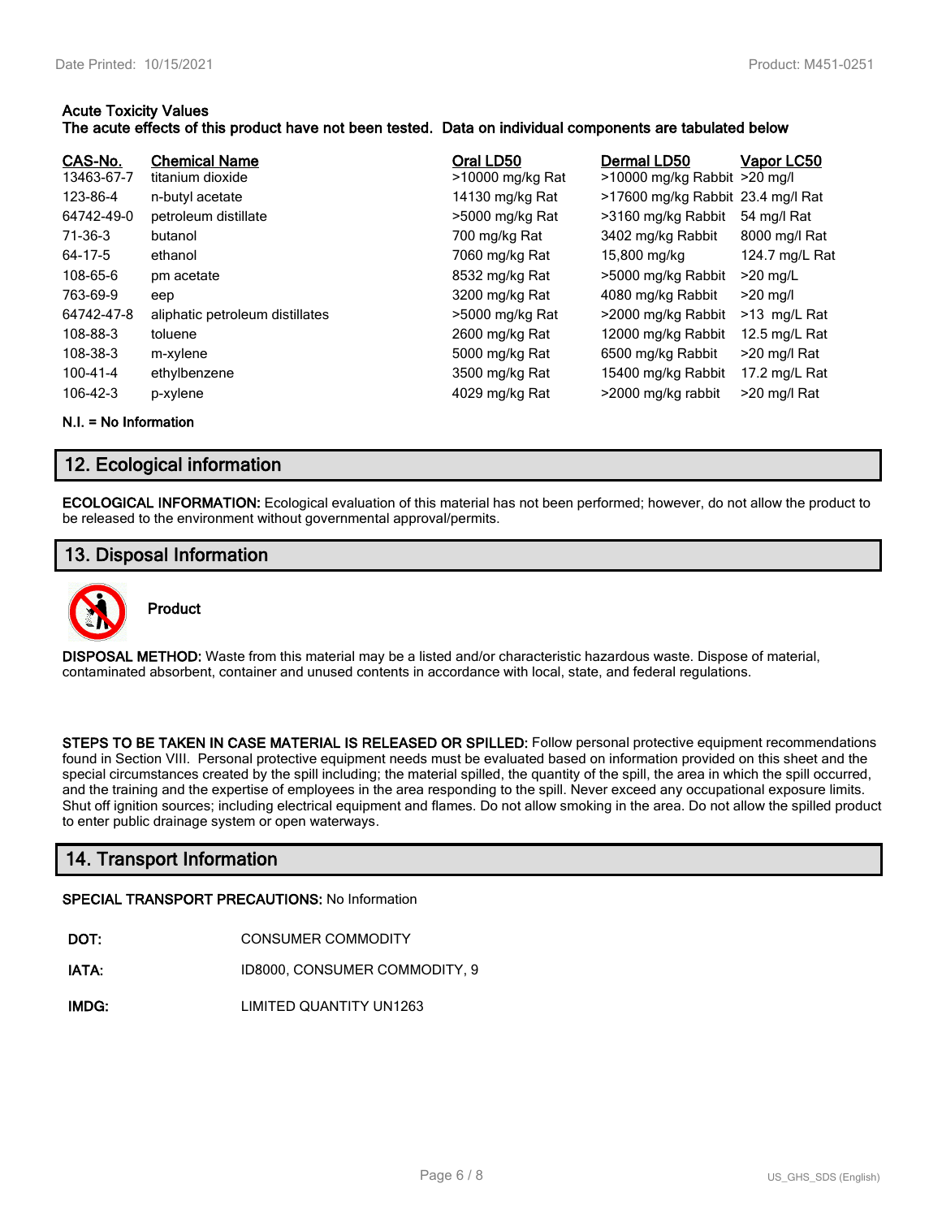**Acute Toxicity Values**
**The acute effects of this product have not been tested. Data on individual components are tabulated below**

| CAS-No. | Chemical Name | Oral LD50 | Dermal LD50 | Vapor LC50 |
|---|---|---|---|---|
| 13463-67-7 | titanium dioxide | >10000 mg/kg Rat | >10000 mg/kg Rabbit | >20 mg/l |
| 123-86-4 | n-butyl acetate | 14130 mg/kg Rat | >17600 mg/kg Rabbit | 23.4 mg/l Rat |
| 64742-49-0 | petroleum distillate | >5000 mg/kg Rat | >3160 mg/kg Rabbit | 54 mg/l Rat |
| 71-36-3 | butanol | 700 mg/kg Rat | 3402 mg/kg Rabbit | 8000 mg/l Rat |
| 64-17-5 | ethanol | 7060 mg/kg Rat | 15,800 mg/kg | 124.7 mg/L Rat |
| 108-65-6 | pm acetate | 8532 mg/kg Rat | >5000 mg/kg Rabbit | >20 mg/L |
| 763-69-9 | eep | 3200 mg/kg Rat | 4080 mg/kg Rabbit | >20 mg/l |
| 64742-47-8 | aliphatic petroleum distillates | >5000 mg/kg Rat | >2000 mg/kg Rabbit | >13 mg/L Rat |
| 108-88-3 | toluene | 2600 mg/kg Rat | 12000 mg/kg Rabbit | 12.5 mg/L Rat |
| 108-38-3 | m-xylene | 5000 mg/kg Rat | 6500 mg/kg Rabbit | >20 mg/l Rat |
| 100-41-4 | ethylbenzene | 3500 mg/kg Rat | 15400 mg/kg Rabbit | 17.2 mg/L Rat |
| 106-42-3 | p-xylene | 4029 mg/kg Rat | >2000 mg/kg rabbit | >20 mg/l Rat |

**N.I. = No Information**

## 12. Ecological information

**ECOLOGICAL INFORMATION:** Ecological evaluation of this material has not been performed; however, do not allow the product to be released to the environment without governmental approval/permits.

## 13. Disposal Information

**Product**

**DISPOSAL METHOD:** Waste from this material may be a listed and/or characteristic hazardous waste. Dispose of material, contaminated absorbent, container and unused contents in accordance with local, state, and federal regulations.

**STEPS TO BE TAKEN IN CASE MATERIAL IS RELEASED OR SPILLED:** Follow personal protective equipment recommendations found in Section VIII. Personal protective equipment needs must be evaluated based on information provided on this sheet and the special circumstances created by the spill including; the material spilled, the quantity of the spill, the area in which the spill occurred, and the training and the expertise of employees in the area responding to the spill. Never exceed any occupational exposure limits. Shut off ignition sources; including electrical equipment and flames. Do not allow smoking in the area. Do not allow the spilled product to enter public drainage system or open waterways.

## 14. Transport Information

**SPECIAL TRANSPORT PRECAUTIONS:** No Information

**DOT:** CONSUMER COMMODITY

**IATA:** ID8000, CONSUMER COMMODITY, 9

**IMDG:** LIMITED QUANTITY UN1263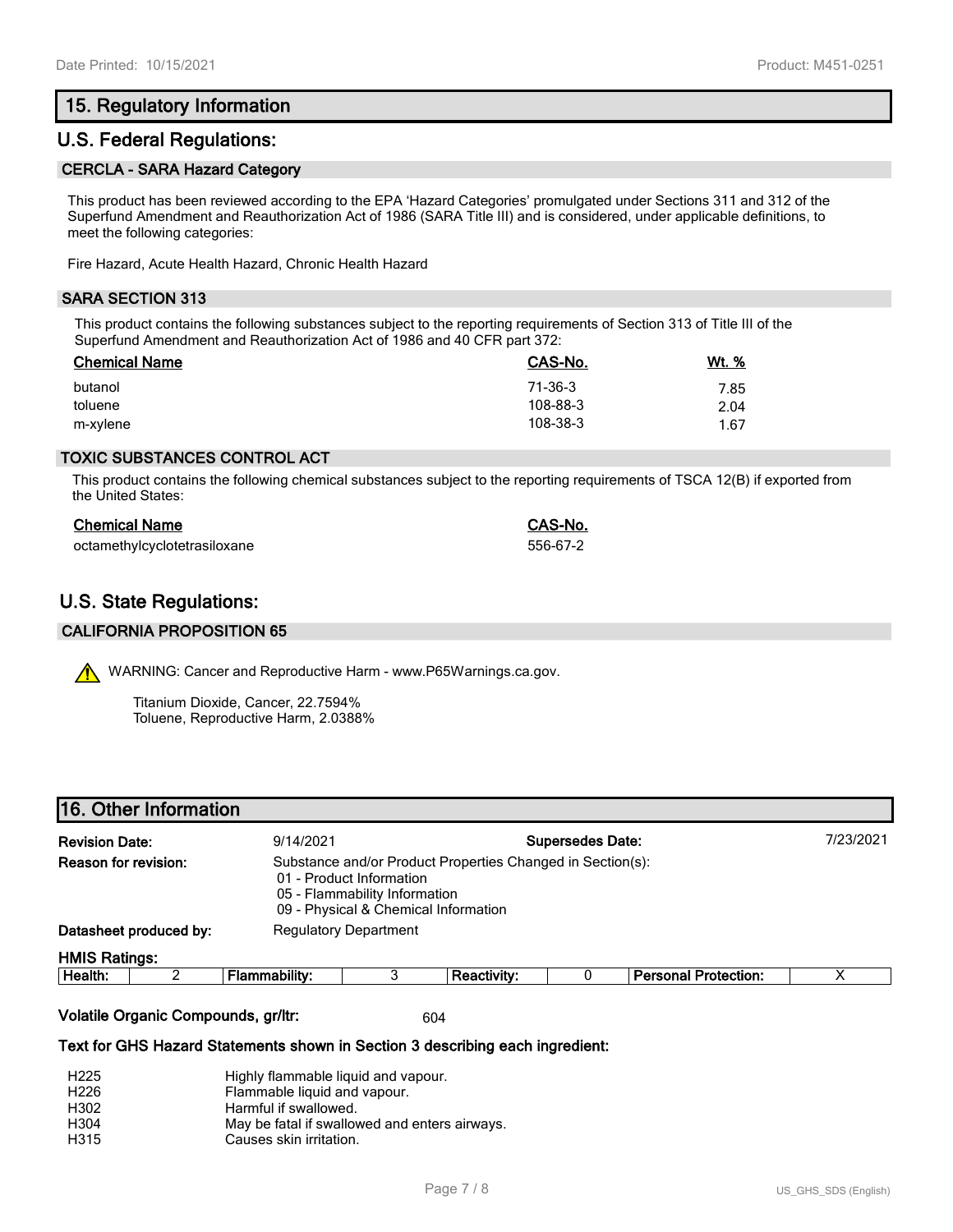## 15. Regulatory Information

## U.S. Federal Regulations:

### CERCLA - SARA Hazard Category

This product has been reviewed according to the EPA 'Hazard Categories' promulgated under Sections 311 and 312 of the Superfund Amendment and Reauthorization Act of 1986 (SARA Title III) and is considered, under applicable definitions, to meet the following categories:

Fire Hazard, Acute Health Hazard, Chronic Health Hazard

### SARA SECTION 313

This product contains the following substances subject to the reporting requirements of Section 313 of Title III of the Superfund Amendment and Reauthorization Act of 1986 and 40 CFR part 372:

| Chemical Name | CAS-No. | Wt. % |
|---|---|---|
| butanol | 71-36-3 | 7.85 |
| toluene | 108-88-3 | 2.04 |
| m-xylene | 108-38-3 | 1.67 |

### TOXIC SUBSTANCES CONTROL ACT

This product contains the following chemical substances subject to the reporting requirements of TSCA 12(B) if exported from the United States:

| Chemical Name | CAS-No. |
|---|---|
| octamethylcyclotetrasiloxane | 556-67-2 |

## U.S. State Regulations:

### CALIFORNIA PROPOSITION 65

WARNING: Cancer and Reproductive Harm - www.P65Warnings.ca.gov.

Titanium Dioxide, Cancer, 22.7594%
Toluene, Reproductive Harm, 2.0388%

## 16. Other Information

**Revision Date:** 9/14/2021 **Supersedes Date:** 7/23/2021

**Reason for revision:** Substance and/or Product Properties Changed in Section(s):
- 01 - Product Information
- 05 - Flammability Information
- 09 - Physical & Chemical Information

**Datasheet produced by:** Regulatory Department

**HMIS Ratings:**

| Health: | 2 | Flammability: | 3 | Reactivity: | 0 | Personal Protection: | X |
|---|---|---|---|---|---|---|---|

**Volatile Organic Compounds, gr/ltr:** 604

**Text for GHS Hazard Statements shown in Section 3 describing each ingredient:**

| | |
|---|---|
| H225 | Highly flammable liquid and vapour. |
| H226 | Flammable liquid and vapour. |
| H302 | Harmful if swallowed. |
| H304 | May be fatal if swallowed and enters airways. |
| H315 | Causes skin irritation. |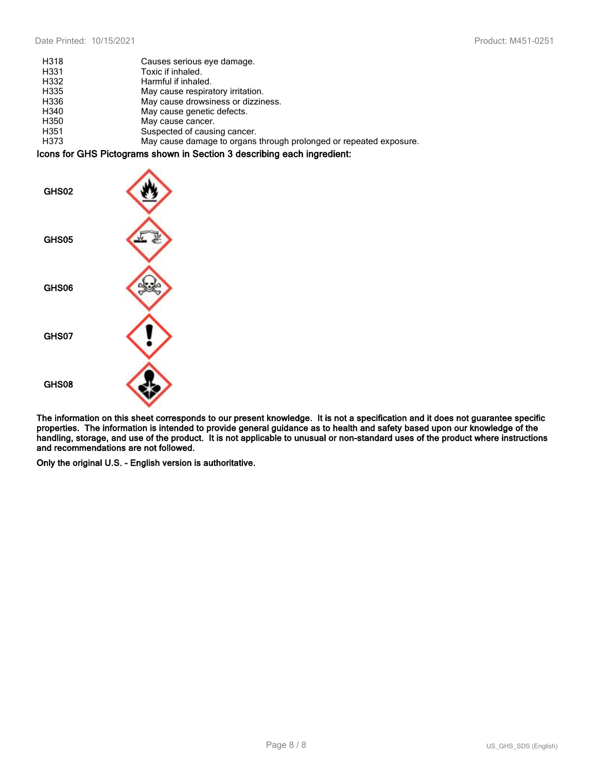| | |
|---|---|
| H318 | Causes serious eye damage. |
| H331 | Toxic if inhaled. |
| H332 | Harmful if inhaled. |
| H335 | May cause respiratory irritation. |
| H336 | May cause drowsiness or dizziness. |
| H340 | May cause genetic defects. |
| H350 | May cause cancer. |
| H351 | Suspected of causing cancer. |
| H373 | May cause damage to organs through prolonged or repeated exposure. |

**Icons for GHS Pictograms shown in Section 3 describing each ingredient:**

GHS02

GHS05

GHS06

GHS07

GHS08

**The information on this sheet corresponds to our present knowledge. It is not a specification and it does not guarantee specific properties. The information is intended to provide general guidance as to health and safety based upon our knowledge of the handling, storage, and use of the product. It is not applicable to unusual or non-standard uses of the product where instructions and recommendations are not followed.**

**Only the original U.S. - English version is authoritative.**